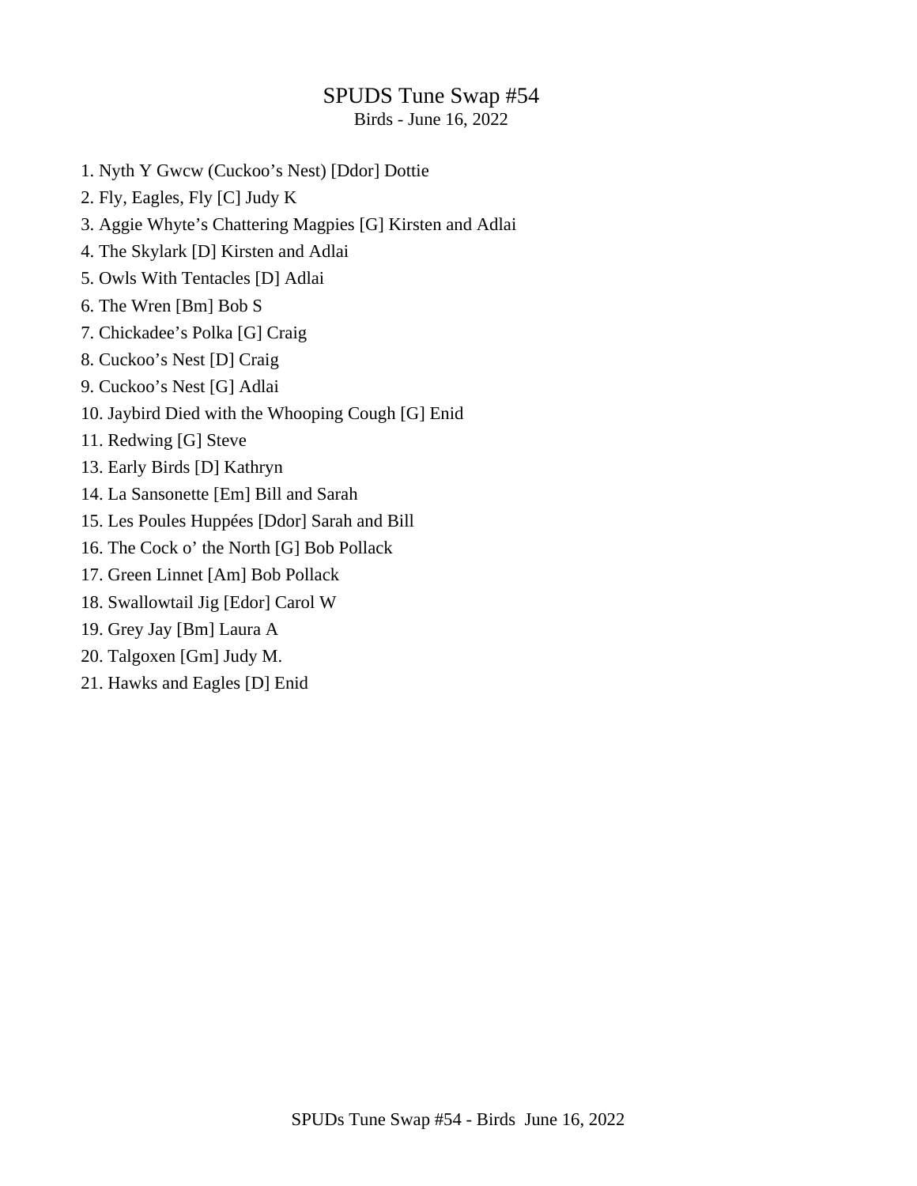# SPUDS Tune Swap #54

Birds - June 16, 2022

1. Nyth Y Gwcw (Cuckoo's Nest) [Ddor] Dottie
2. Fly, Eagles, Fly [C] Judy K
3. Aggie Whyte's Chattering Magpies [G] Kirsten and Adlai
4. The Skylark [D] Kirsten and Adlai
5. Owls With Tentacles [D] Adlai
6. The Wren [Bm] Bob S
7. Chickadee's Polka [G] Craig
8. Cuckoo's Nest [D] Craig
9. Cuckoo's Nest [G] Adlai
10. Jaybird Died with the Whooping Cough [G] Enid
11. Redwing [G] Steve

13. Early Birds [D] Kathryn
14. La Sansonette [Em] Bill and Sarah
15. Les Poules Huppées [Ddor] Sarah and Bill
16. The Cock o' the North [G] Bob Pollack
17. Green Linnet [Am] Bob Pollack
18. Swallowtail Jig [Edor] Carol W
19. Grey Jay [Bm] Laura A
20. Talgoxen [Gm] Judy M.
21. Hawks and Eagles [D] Enid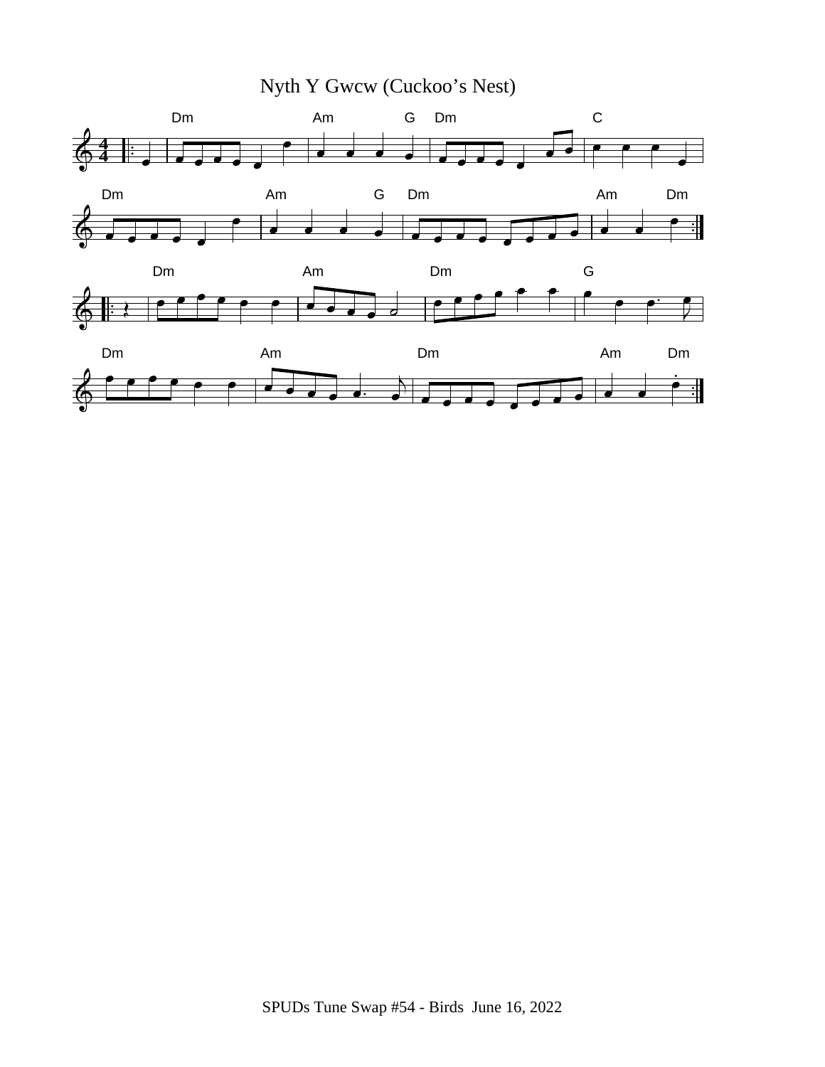# Nyth Y Gwcw (Cuckoo's Nest)

SPUDs Tune Swap #54 - Birds  June 16, 2022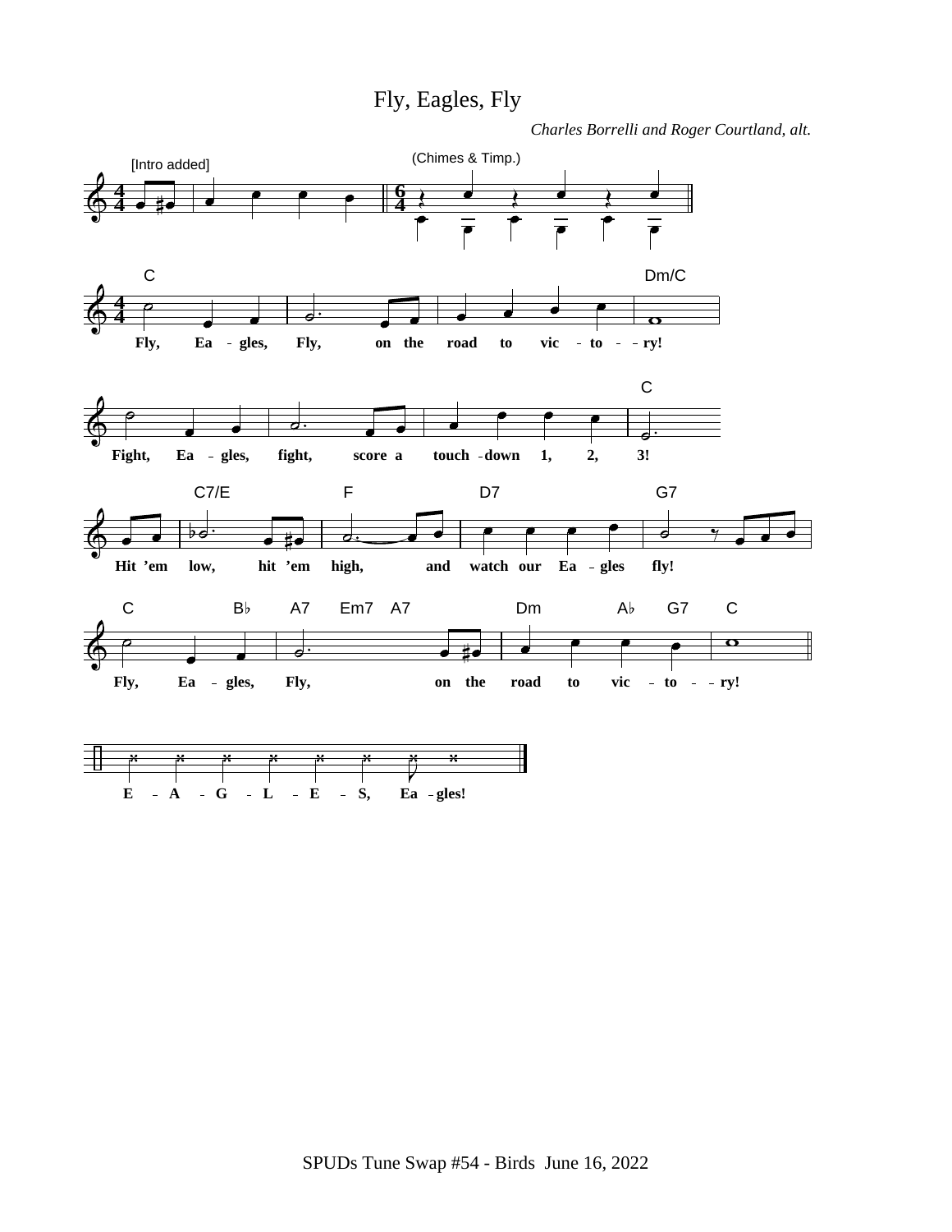# Fly, Eagles, Fly

*Charles Borrelli and Roger Courtland, alt.*

[Intro added]

(Chimes & Timp.)

C Dm/C

Fly, Ea - gles, Fly, on the road to vic - to - - ry!

C

Fight, Ea - gles, fight, score a touch - down 1, 2, 3!

C7/E F D7 G7

Hit 'em low, hit 'em high, and watch our Ea - gles fly!

C B♭ A7 Em7 A7 Dm A♭ G7 C

Fly, Ea - gles, Fly, on the road to vic - to - - ry!

E - A - G - L - E - S, Ea - gles!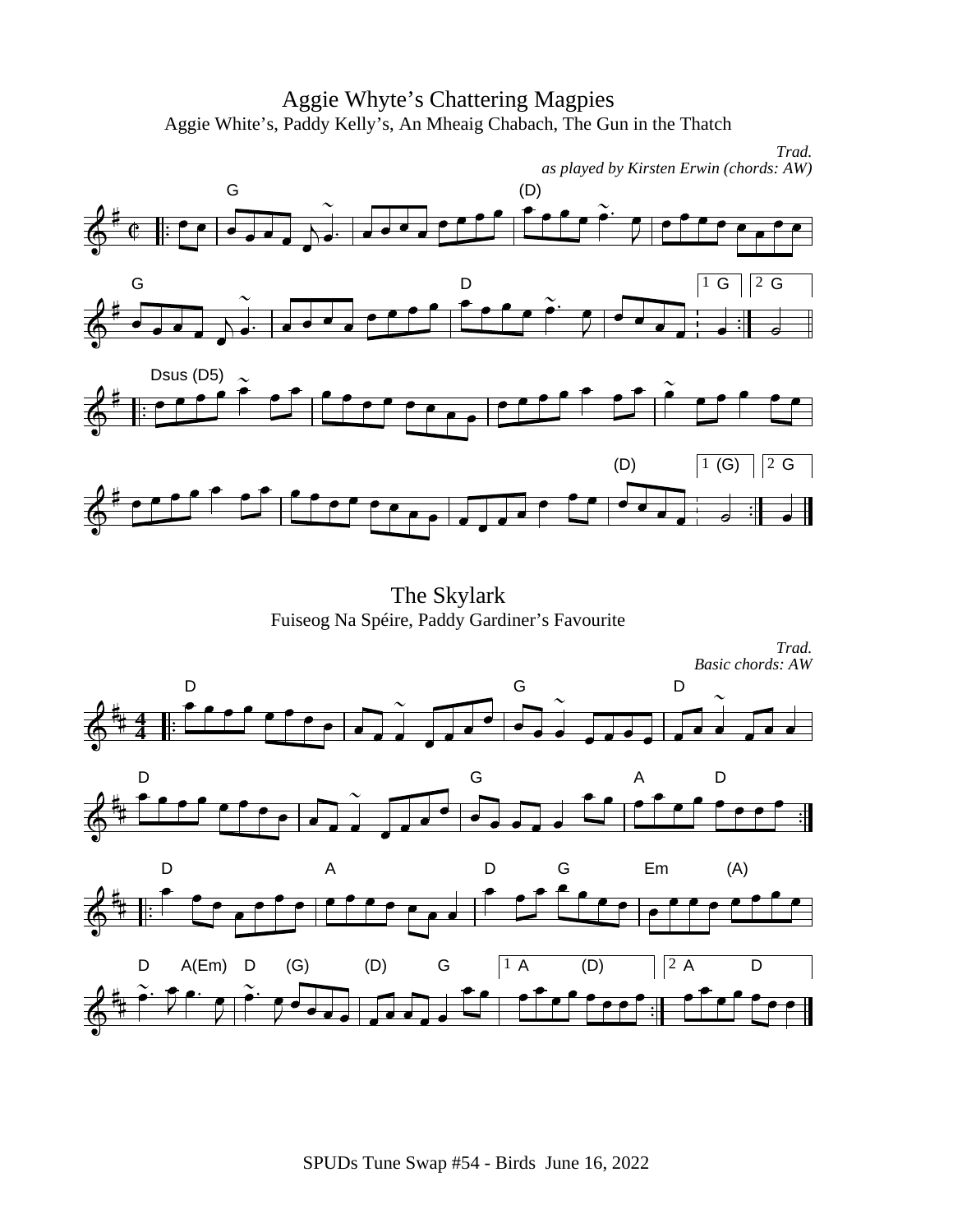# Aggie Whyte's Chattering Magpies

Aggie White's, Paddy Kelly's, An Mheaig Chabach, The Gun in the Thatch

*Trad.*
*as played by Kirsten Erwin (chords: AW)*

# The Skylark

Fuiseog Na Spéire, Paddy Gardiner's Favourite

*Trad.*
*Basic chords: AW*

SPUDs Tune Swap #54 - Birds June 16, 2022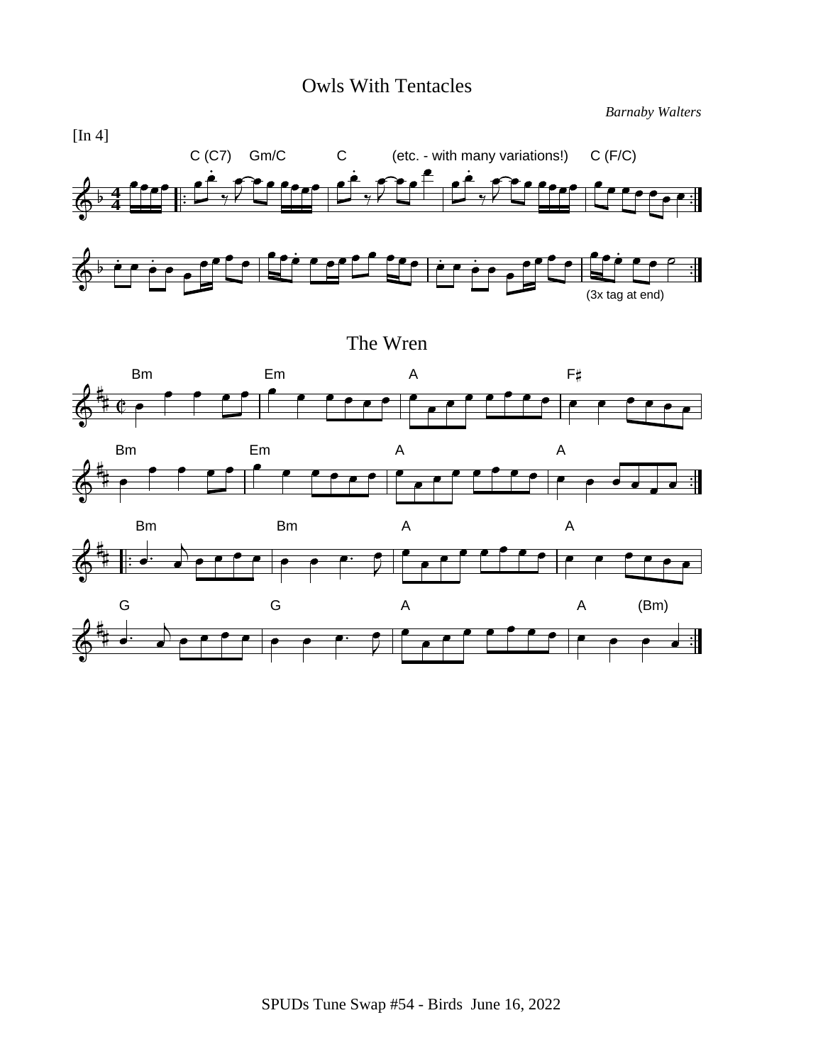# Owls With Tentacles

*Barnaby Walters*

[In 4]

C (C7) Gm/C C (etc. - with many variations!) C (F/C)

(3x tag at end)

# The Wren

Bm Em A F♯

Bm Em A A

Bm Bm A A

G G A A (Bm)

SPUDs Tune Swap #54 - Birds June 16, 2022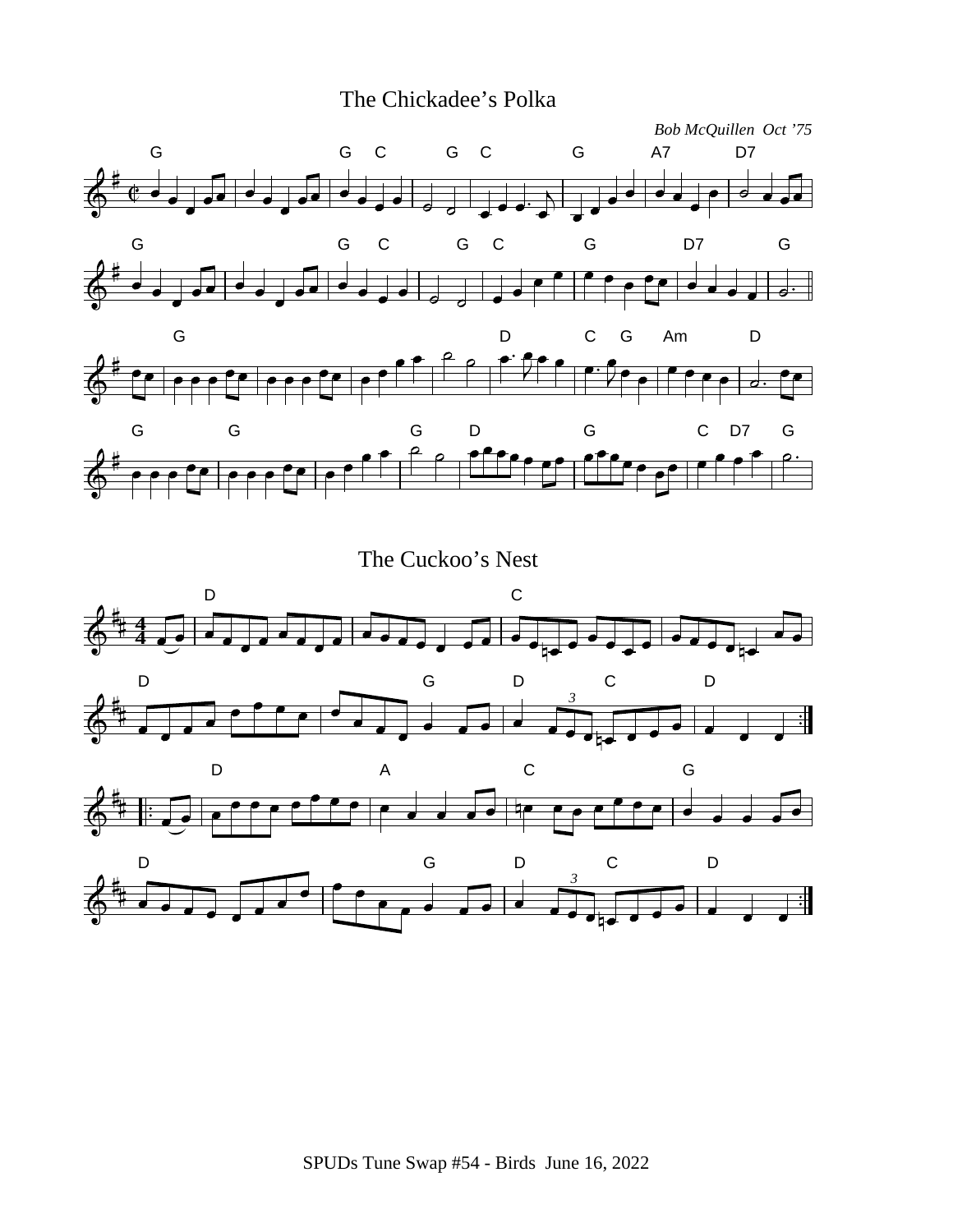## The Chickadee's Polka

*Bob McQuillen Oct '75*

## The Cuckoo's Nest

SPUDs Tune Swap #54 - Birds June 16, 2022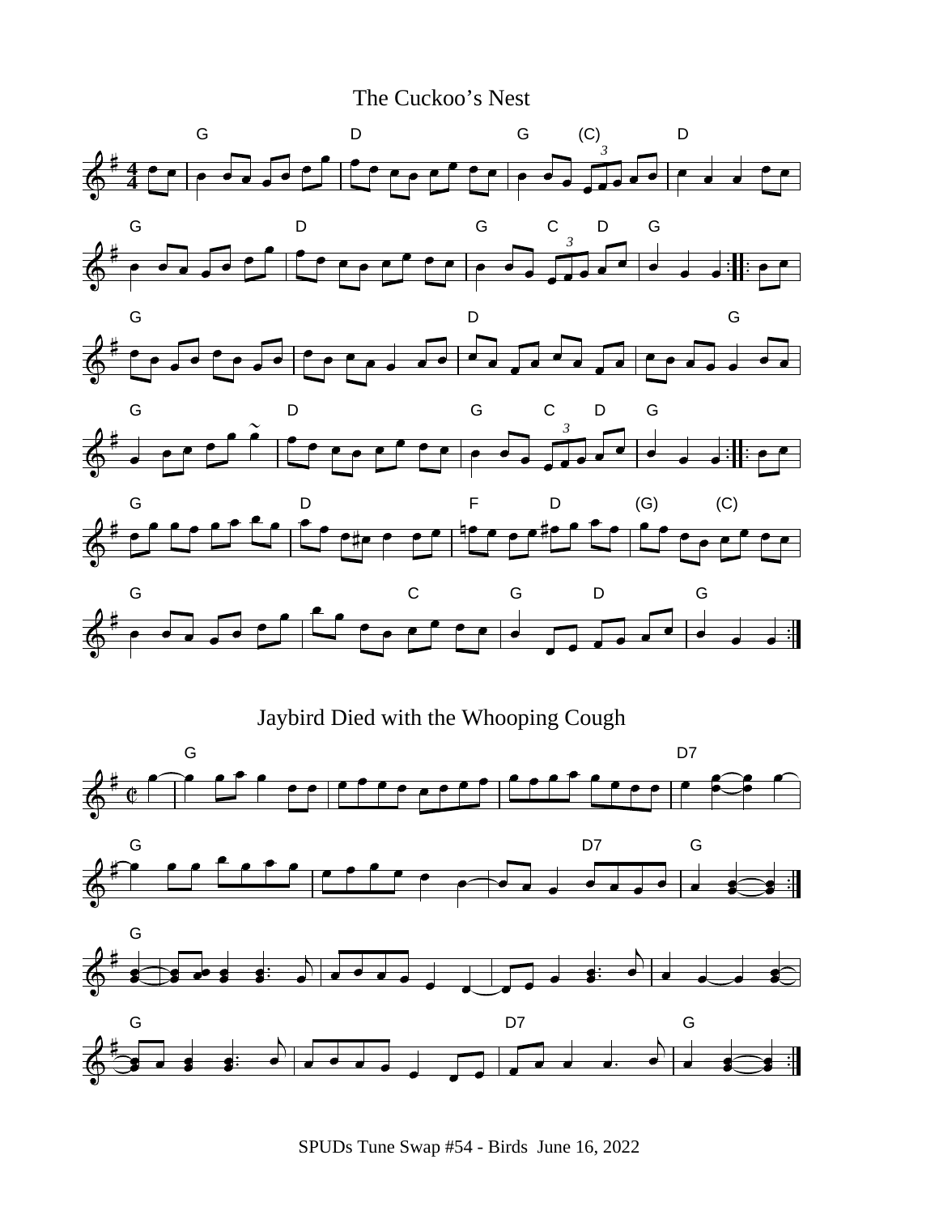# The Cuckoo's Nest

# Jaybird Died with the Whooping Cough

SPUDs Tune Swap #54 - Birds June 16, 2022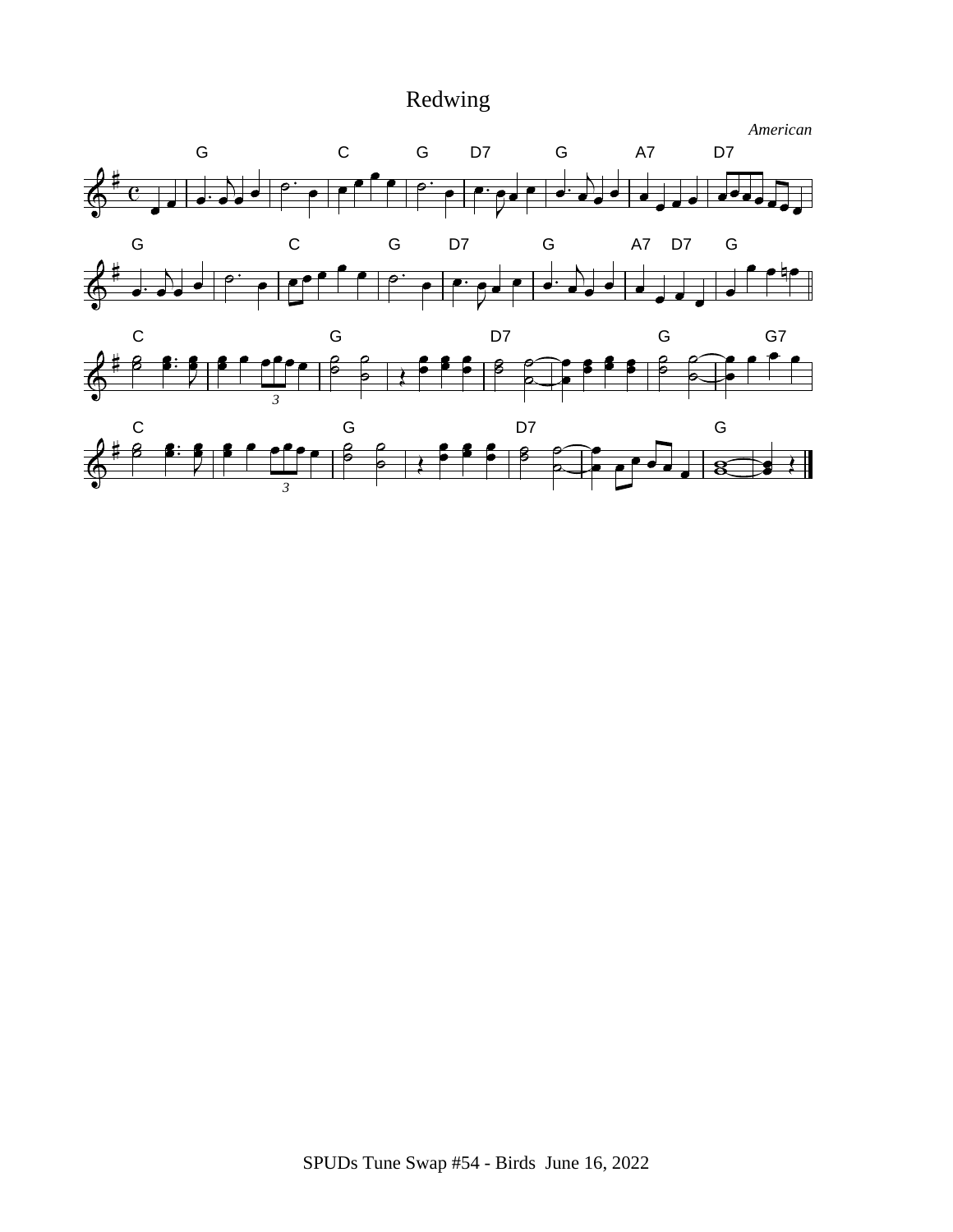# Redwing

*American*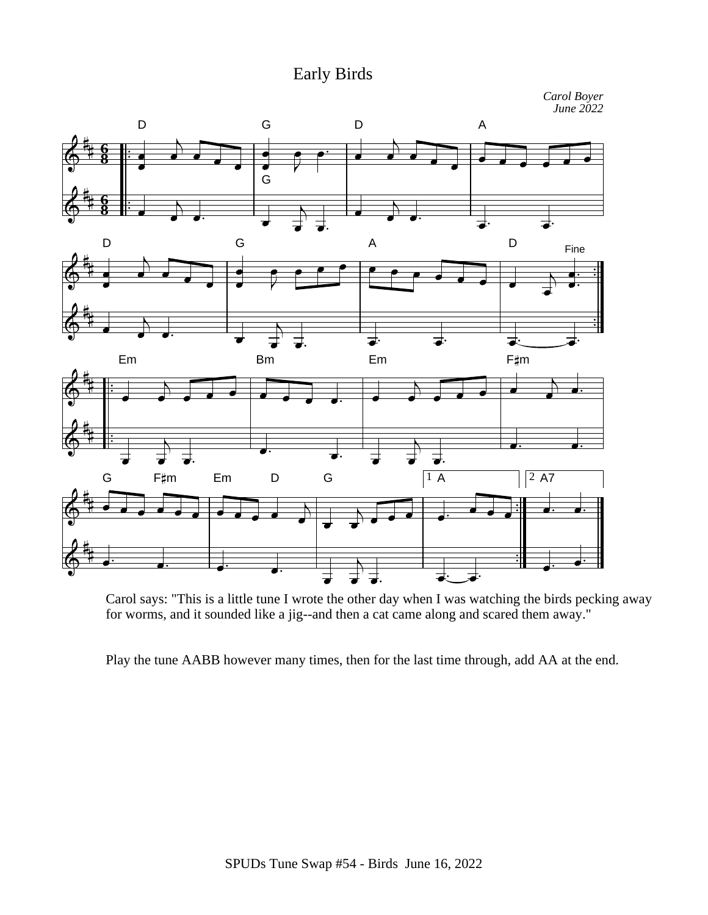# Early Birds

*Carol Boyer*
*June 2022*

Carol says: "This is a little tune I wrote the other day when I was watching the birds pecking away for worms, and it sounded like a jig--and then a cat came along and scared them away."

Play the tune AABB however many times, then for the last time through, add AA at the end.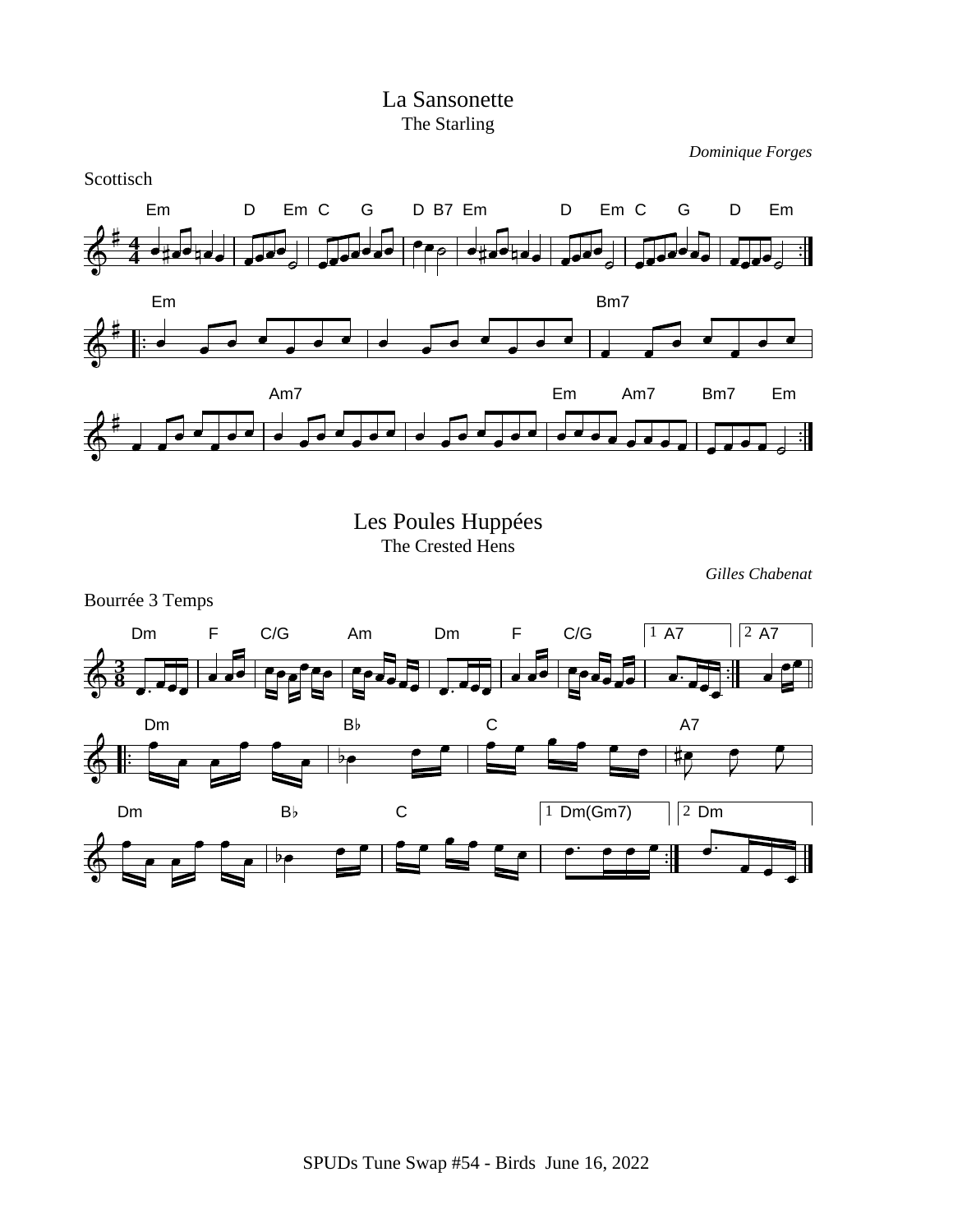# La Sansonette

The Starling

*Dominique Forges*

Scottisch

# Les Poules Huppées

The Crested Hens

*Gilles Chabenat*

Bourrée 3 Temps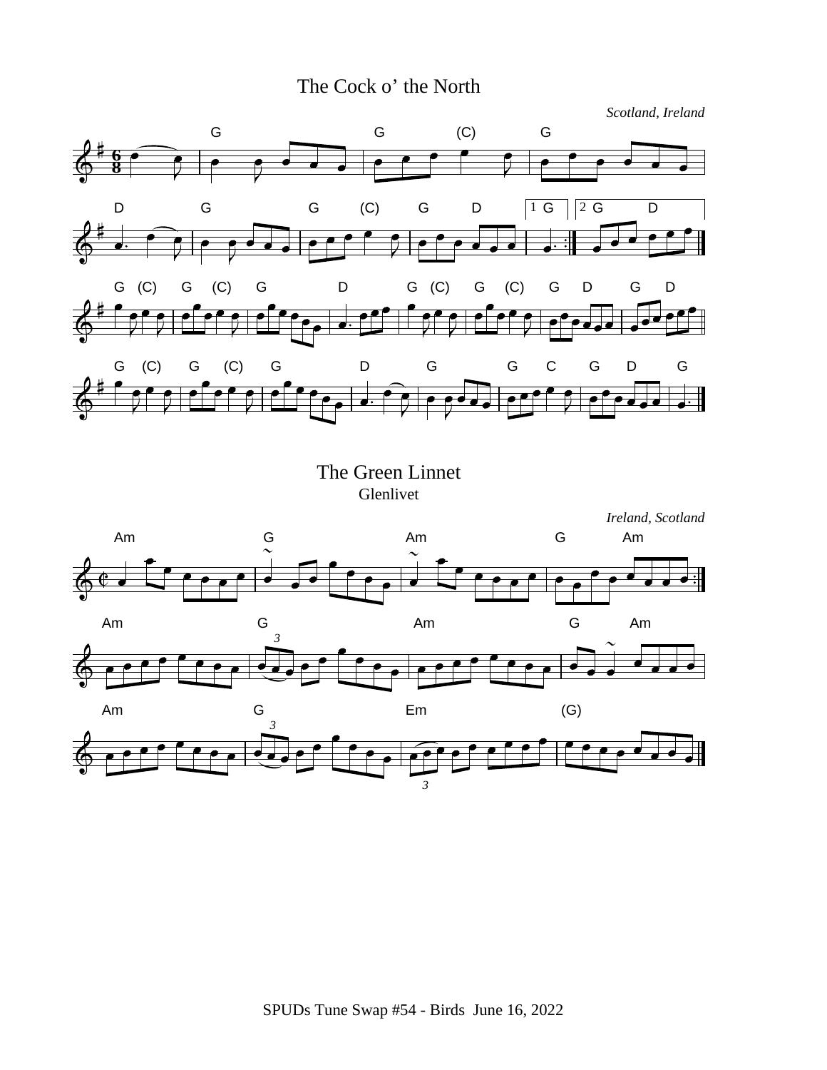## The Cock o' the North

*Scotland, Ireland*

## The Green Linnet

Glenlivet

*Ireland, Scotland*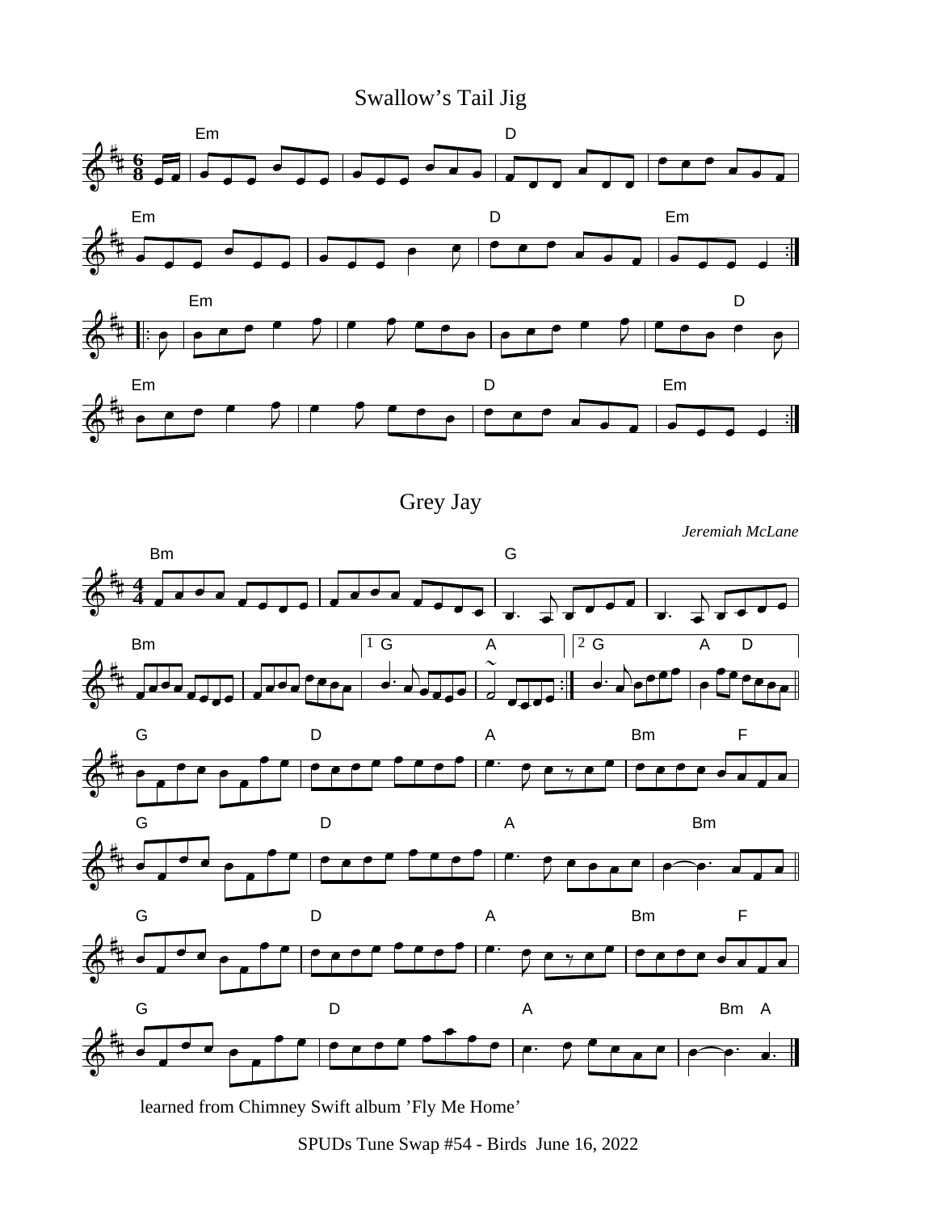# Swallow's Tail Jig

# Grey Jay

*Jeremiah McLane*

learned from Chimney Swift album 'Fly Me Home'

SPUDs Tune Swap #54 - Birds June 16, 2022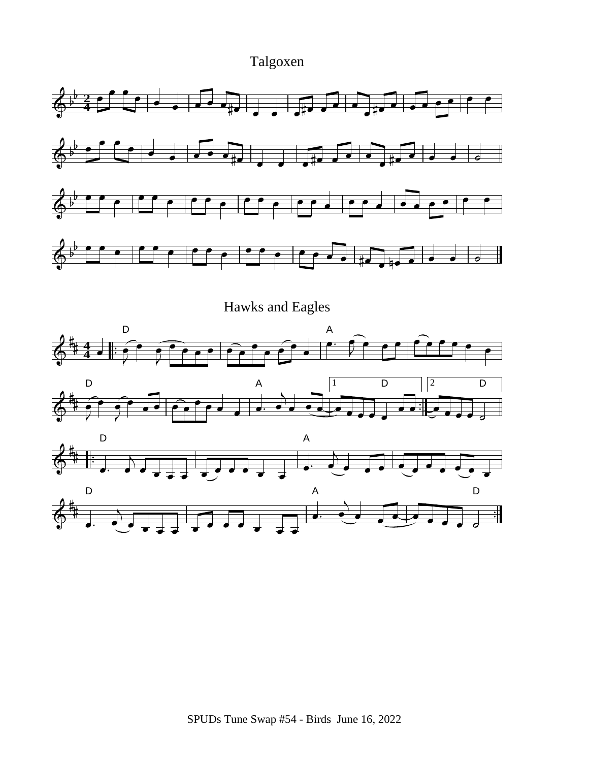# Talgoxen

# Hawks and Eagles

SPUDs Tune Swap #54 - Birds June 16, 2022